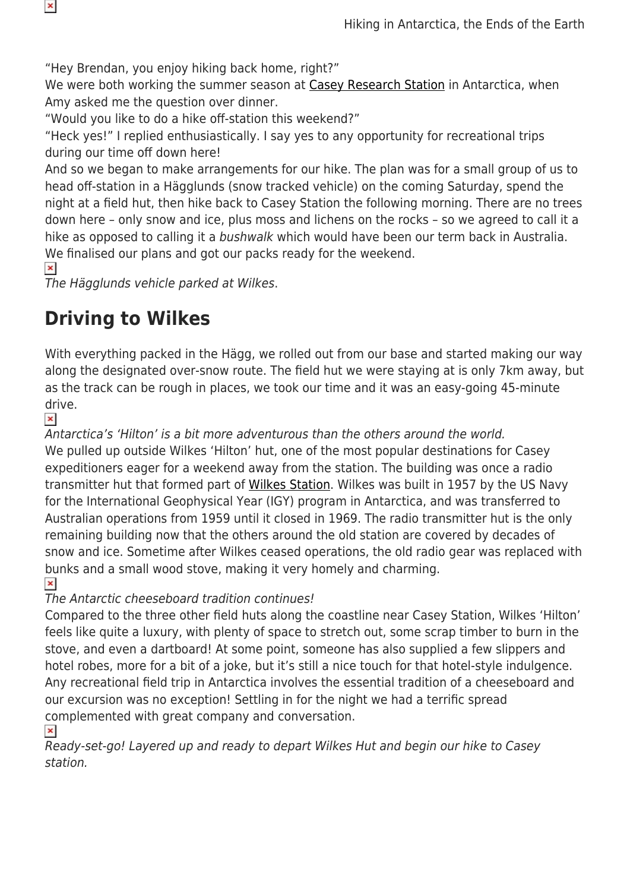"Hey Brendan, you enjoy hiking back home, right?"
We were both working the summer season at Casey Research Station in Antarctica, when Amy asked me the question over dinner.
"Would you like to do a hike off-station this weekend?"
"Heck yes!" I replied enthusiastically. I say yes to any opportunity for recreational trips during our time off down here!
And so we began to make arrangements for our hike. The plan was for a small group of us to head off-station in a Hägglunds (snow tracked vehicle) on the coming Saturday, spend the night at a field hut, then hike back to Casey Station the following morning. There are no trees down here – only snow and ice, plus moss and lichens on the rocks – so we agreed to call it a hike as opposed to calling it a *bushwalk* which would have been our term back in Australia. We finalised our plans and got our packs ready for the weekend.

*The Hägglunds vehicle parked at Wilkes.*

## Driving to Wilkes

With everything packed in the Hägg, we rolled out from our base and started making our way along the designated over-snow route. The field hut we were staying at is only 7km away, but as the track can be rough in places, we took our time and it was an easy-going 45-minute drive.

*Antarctica's 'Hilton' is a bit more adventurous than the others around the world.*

We pulled up outside Wilkes 'Hilton' hut, one of the most popular destinations for Casey expeditioners eager for a weekend away from the station. The building was once a radio transmitter hut that formed part of Wilkes Station. Wilkes was built in 1957 by the US Navy for the International Geophysical Year (IGY) program in Antarctica, and was transferred to Australian operations from 1959 until it closed in 1969. The radio transmitter hut is the only remaining building now that the others around the old station are covered by decades of snow and ice. Sometime after Wilkes ceased operations, the old radio gear was replaced with bunks and a small wood stove, making it very homely and charming.

*The Antarctic cheeseboard tradition continues!*

Compared to the three other field huts along the coastline near Casey Station, Wilkes 'Hilton' feels like quite a luxury, with plenty of space to stretch out, some scrap timber to burn in the stove, and even a dartboard! At some point, someone has also supplied a few slippers and hotel robes, more for a bit of a joke, but it's still a nice touch for that hotel-style indulgence. Any recreational field trip in Antarctica involves the essential tradition of a cheeseboard and our excursion was no exception! Settling in for the night we had a terrific spread complemented with great company and conversation.

*Ready-set-go! Layered up and ready to depart Wilkes Hut and begin our hike to Casey station.*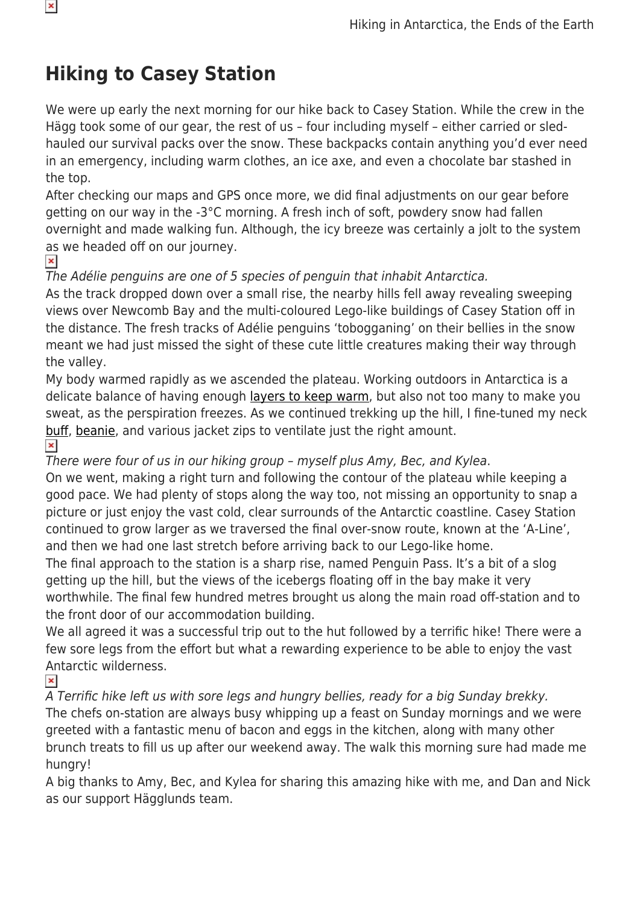## Hiking to Casey Station

We were up early the next morning for our hike back to Casey Station. While the crew in the Hägg took some of our gear, the rest of us – four including myself – either carried or sled-hauled our survival packs over the snow. These backpacks contain anything you'd ever need in an emergency, including warm clothes, an ice axe, and even a chocolate bar stashed in the top.

After checking our maps and GPS once more, we did final adjustments on our gear before getting on our way in the -3°C morning. A fresh inch of soft, powdery snow had fallen overnight and made walking fun. Although, the icy breeze was certainly a jolt to the system as we headed off on our journey.

*The Adélie penguins are one of 5 species of penguin that inhabit Antarctica.*

As the track dropped down over a small rise, the nearby hills fell away revealing sweeping views over Newcomb Bay and the multi-coloured Lego-like buildings of Casey Station off in the distance. The fresh tracks of Adélie penguins 'tobogganing' on their bellies in the snow meant we had just missed the sight of these cute little creatures making their way through the valley.

My body warmed rapidly as we ascended the plateau. Working outdoors in Antarctica is a delicate balance of having enough layers to keep warm, but also not too many to make you sweat, as the perspiration freezes. As we continued trekking up the hill, I fine-tuned my neck buff, beanie, and various jacket zips to ventilate just the right amount.

*There were four of us in our hiking group – myself plus Amy, Bec, and Kylea.*

On we went, making a right turn and following the contour of the plateau while keeping a good pace. We had plenty of stops along the way too, not missing an opportunity to snap a picture or just enjoy the vast cold, clear surrounds of the Antarctic coastline. Casey Station continued to grow larger as we traversed the final over-snow route, known at the 'A-Line', and then we had one last stretch before arriving back to our Lego-like home.

The final approach to the station is a sharp rise, named Penguin Pass. It's a bit of a slog getting up the hill, but the views of the icebergs floating off in the bay make it very worthwhile. The final few hundred metres brought us along the main road off-station and to the front door of our accommodation building.

We all agreed it was a successful trip out to the hut followed by a terrific hike! There were a few sore legs from the effort but what a rewarding experience to be able to enjoy the vast Antarctic wilderness.

*A Terrific hike left us with sore legs and hungry bellies, ready for a big Sunday brekky.*

The chefs on-station are always busy whipping up a feast on Sunday mornings and we were greeted with a fantastic menu of bacon and eggs in the kitchen, along with many other brunch treats to fill us up after our weekend away. The walk this morning sure had made me hungry!

A big thanks to Amy, Bec, and Kylea for sharing this amazing hike with me, and Dan and Nick as our support Hägglunds team.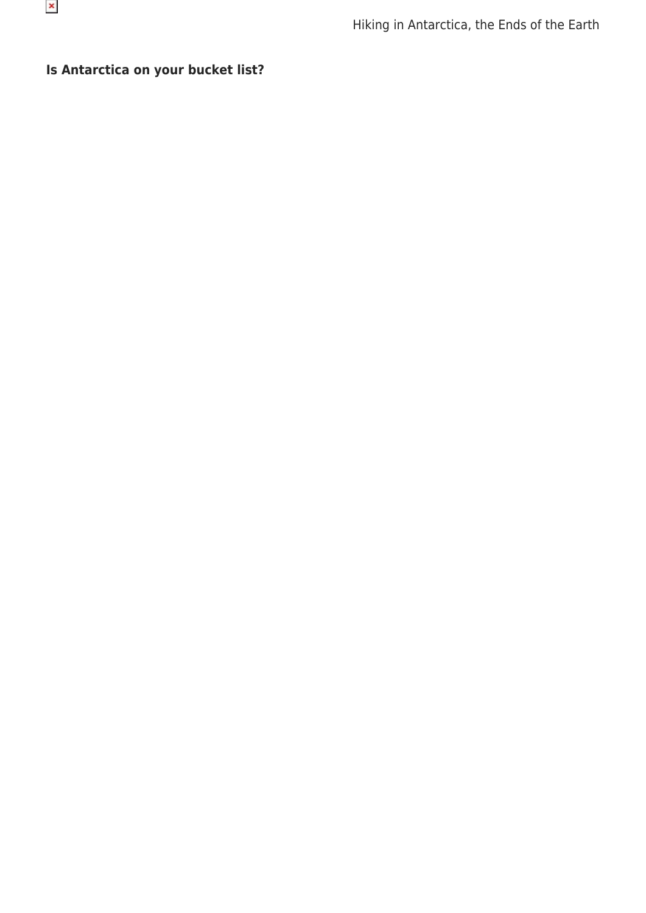**Is Antarctica on your bucket list?**